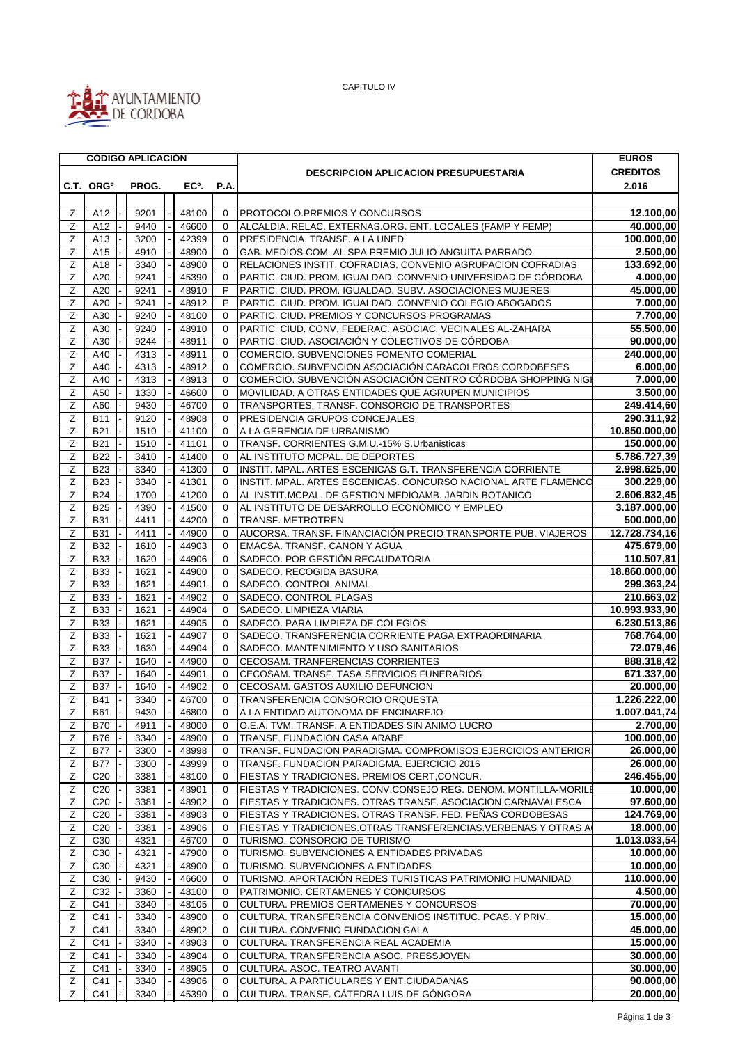AYUNTAMIENTO DE CORDOBA

CAPITULO IV

| CÓDIGO APLICACIÓN | | | | | DESCRIPCION APLICACION PRESUPUESTARIA | EUROS CREDITOS 2.016 |
|---|---|---|---|---|---|---|
| C.T. | ORGº | PROG. | ECº. | P.A. | | |
| Z | A12 | 9201 | 48100 | 0 | PROTOCOLO.PREMIOS Y CONCURSOS | 12.100,00 |
| Z | A12 | 9440 | 46600 | 0 | ALCALDIA. RELAC. EXTERNAS.ORG. ENT. LOCALES (FAMP Y FEMP) | 40.000,00 |
| Z | A13 | 3200 | 42399 | 0 | PRESIDENCIA. TRANSF. A LA UNED | 100.000,00 |
| Z | A15 | 4910 | 48900 | 0 | GAB. MEDIOS COM. AL SPA PREMIO JULIO ANGUITA PARRADO | 2.500,00 |
| Z | A18 | 3340 | 48900 | 0 | RELACIONES INSTIT. COFRADIAS. CONVENIO AGRUPACION COFRADIAS | 133.692,00 |
| Z | A20 | 9241 | 45390 | 0 | PARTIC. CIUD. PROM. IGUALDAD. CONVENIO UNIVERSIDAD DE CÓRDOBA | 4.000,00 |
| Z | A20 | 9241 | 48910 | P | PARTIC. CIUD. PROM. IGUALDAD. SUBV. ASOCIACIONES MUJERES | 45.000,00 |
| Z | A20 | 9241 | 48912 | P | PARTIC. CIUD. PROM. IGUALDAD. CONVENIO COLEGIO ABOGADOS | 7.000,00 |
| Z | A30 | 9240 | 48100 | 0 | PARTIC. CIUD. PREMIOS Y CONCURSOS PROGRAMAS | 7.700,00 |
| Z | A30 | 9240 | 48910 | 0 | PARTIC. CIUD. CONV. FEDERAC. ASOCIAC. VECINALES AL-ZAHARA | 55.500,00 |
| Z | A30 | 9244 | 48911 | 0 | PARTIC. CIUD. ASOCIACIÓN Y COLECTIVOS DE CÓRDOBA | 90.000,00 |
| Z | A40 | 4313 | 48911 | 0 | COMERCIO. SUBVENCIONES FOMENTO COMERIAL | 240.000,00 |
| Z | A40 | 4313 | 48912 | 0 | COMERCIO. SUBVENCION ASOCIACIÓN CARACOLEROS CORDOBESES | 6.000,00 |
| Z | A40 | 4313 | 48913 | 0 | COMERCIO. SUBVENCIÓN ASOCIACIÓN CENTRO CÓRDOBA SHOPPING NIGH | 7.000,00 |
| Z | A50 | 1330 | 46600 | 0 | MOVILIDAD. A OTRAS ENTIDADES QUE AGRUPEN MUNICIPIOS | 3.500,00 |
| Z | A60 | 9430 | 46700 | 0 | TRANSPORTES. TRANSF. CONSORCIO DE TRANSPORTES | 249.414,60 |
| Z | B11 | 9120 | 48908 | 0 | PRESIDENCIA GRUPOS CONCEJALES | 290.311,92 |
| Z | B21 | 1510 | 41100 | 0 | A LA GERENCIA DE URBANISMO | 10.850.000,00 |
| Z | B21 | 1510 | 41101 | 0 | TRANSF. CORRIENTES G.M.U.-15% S.Urbanisticas | 150.000,00 |
| Z | B22 | 3410 | 41400 | 0 | AL INSTITUTO MCPAL. DE DEPORTES | 5.786.727,39 |
| Z | B23 | 3340 | 41300 | 0 | INSTIT. MPAL. ARTES ESCENICAS G.T. TRANSFERENCIA CORRIENTE | 2.998.625,00 |
| Z | B23 | 3340 | 41301 | 0 | INSTIT. MPAL. ARTES ESCENICAS. CONCURSO NACIONAL ARTE FLAMENCO | 300.229,00 |
| Z | B24 | 1700 | 41200 | 0 | AL INSTIT.MCPAL. DE GESTION MEDIOAMB. JARDIN BOTANICO | 2.606.832,45 |
| Z | B25 | 4390 | 41500 | 0 | AL INSTITUTO DE DESARROLLO ECONÓMICO Y EMPLEO | 3.187.000,00 |
| Z | B31 | 4411 | 44200 | 0 | TRANSF. METROTREN | 500.000,00 |
| Z | B31 | 4411 | 44900 | 0 | AUCORSA. TRANSF. FINANCIACIÓN PRECIO TRANSPORTE PUB. VIAJEROS | 12.728.734,16 |
| Z | B32 | 1610 | 44903 | 0 | EMACSA. TRANSF. CANON Y AGUA | 475.679,00 |
| Z | B33 | 1620 | 44906 | 0 | SADECO. POR GESTIÓN RECAUDATORIA | 110.507,81 |
| Z | B33 | 1621 | 44900 | 0 | SADECO. RECOGIDA BASURA | 18.860.000,00 |
| Z | B33 | 1621 | 44901 | 0 | SADECO. CONTROL ANIMAL | 299.363,24 |
| Z | B33 | 1621 | 44902 | 0 | SADECO. CONTROL PLAGAS | 210.663,02 |
| Z | B33 | 1621 | 44904 | 0 | SADECO. LIMPIEZA VIARIA | 10.993.933,90 |
| Z | B33 | 1621 | 44905 | 0 | SADECO. PARA LIMPIEZA DE COLEGIOS | 6.230.513,86 |
| Z | B33 | 1621 | 44907 | 0 | SADECO. TRANSFERENCIA CORRIENTE PAGA EXTRAORDINARIA | 768.764,00 |
| Z | B33 | 1630 | 44904 | 0 | SADECO. MANTENIMIENTO Y USO SANITARIOS | 72.079,46 |
| Z | B37 | 1640 | 44900 | 0 | CECOSAM. TRANFERENCIAS CORRIENTES | 888.318,42 |
| Z | B37 | 1640 | 44901 | 0 | CECOSAM. TRANSF. TASA SERVICIOS FUNERARIOS | 671.337,00 |
| Z | B37 | 1640 | 44902 | 0 | CECOSAM. GASTOS AUXILIO DEFUNCION | 20.000,00 |
| Z | B41 | 3340 | 46700 | 0 | TRANSFERENCIA CONSORCIO ORQUESTA | 1.226.222,00 |
| Z | B61 | 9430 | 46800 | 0 | A LA ENTIDAD AUTONOMA DE ENCINAREJO | 1.007.041,74 |
| Z | B70 | 4911 | 48000 | 0 | O.E.A. TVM. TRANSF. A ENTIDADES SIN ANIMO LUCRO | 2.700,00 |
| Z | B76 | 3340 | 48900 | 0 | TRANSF. FUNDACION CASA ARABE | 100.000,00 |
| Z | B77 | 3300 | 48998 | 0 | TRANSF. FUNDACION PARADIGMA. COMPROMISOS EJERCICIOS ANTERIORI | 26.000,00 |
| Z | B77 | 3300 | 48999 | 0 | TRANSF. FUNDACION PARADIGMA. EJERCICIO 2016 | 26.000,00 |
| Z | C20 | 3381 | 48100 | 0 | FIESTAS Y TRADICIONES. PREMIOS CERT,CONCUR. | 246.455,00 |
| Z | C20 | 3381 | 48901 | 0 | FIESTAS Y TRADICIONES. CONV.CONSEJO REG. DENOM. MONTILLA-MORILE | 10.000,00 |
| Z | C20 | 3381 | 48902 | 0 | FIESTAS Y TRADICIONES. OTRAS TRANSF. ASOCIACION CARNAVALESCA | 97.600,00 |
| Z | C20 | 3381 | 48903 | 0 | FIESTAS Y TRADICIONES. OTRAS TRANSF. FED. PEÑAS CORDOBESAS | 124.769,00 |
| Z | C20 | 3381 | 48906 | 0 | FIESTAS Y TRADICIONES.OTRAS TRANSFERENCIAS.VERBENAS Y OTRAS A( | 18.000,00 |
| Z | C30 | 4321 | 46700 | 0 | TURISMO. CONSORCIO DE TURISMO | 1.013.033,54 |
| Z | C30 | 4321 | 47900 | 0 | TURISMO. SUBVENCIONES A ENTIDADES PRIVADAS | 10.000,00 |
| Z | C30 | 4321 | 48900 | 0 | TURISMO. SUBVENCIONES A ENTIDADES | 10.000,00 |
| Z | C30 | 9430 | 46600 | 0 | TURISMO. APORTACIÓN REDES TURISTICAS PATRIMONIO HUMANIDAD | 110.000,00 |
| Z | C32 | 3360 | 48100 | 0 | PATRIMONIO. CERTAMENES Y CONCURSOS | 4.500,00 |
| Z | C41 | 3340 | 48105 | 0 | CULTURA. PREMIOS CERTAMENES Y CONCURSOS | 70.000,00 |
| Z | C41 | 3340 | 48900 | 0 | CULTURA. TRANSFERENCIA CONVENIOS INSTITUC. PCAS. Y PRIV. | 15.000,00 |
| Z | C41 | 3340 | 48902 | 0 | CULTURA. CONVENIO FUNDACION GALA | 45.000,00 |
| Z | C41 | 3340 | 48903 | 0 | CULTURA. TRANSFERENCIA REAL ACADEMIA | 15.000,00 |
| Z | C41 | 3340 | 48904 | 0 | CULTURA. TRANSFERENCIA ASOC. PRESSJOVEN | 30.000,00 |
| Z | C41 | 3340 | 48905 | 0 | CULTURA. ASOC. TEATRO AVANTI | 30.000,00 |
| Z | C41 | 3340 | 48906 | 0 | CULTURA. A PARTICULARES Y ENT.CIUDADANAS | 90.000,00 |
| Z | C41 | 3340 | 45390 | 0 | CULTURA. TRANSF. CÁTEDRA LUIS DE GÓNGORA | 20.000,00 |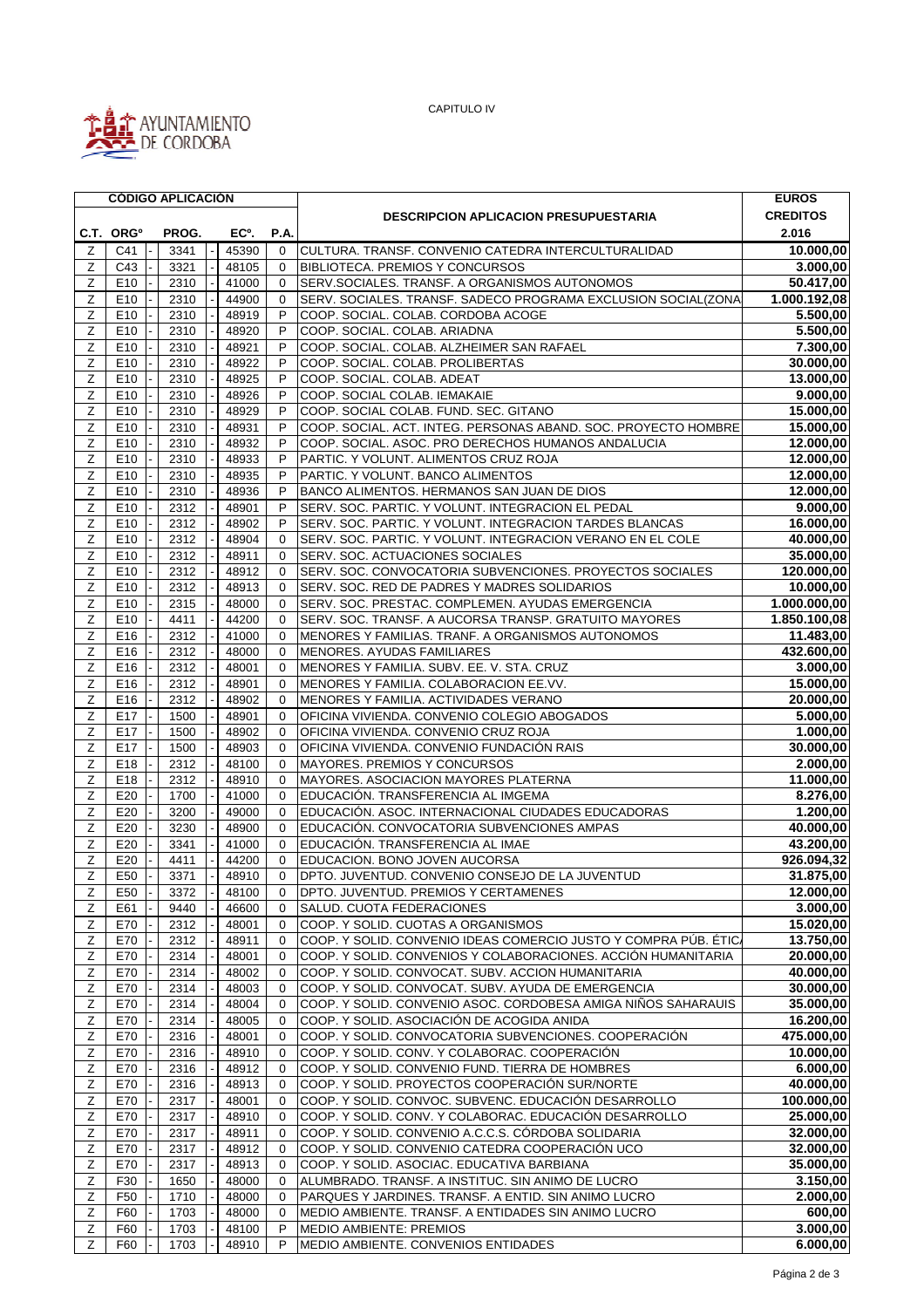CAPITULO IV

AYUNTAMIENTO DE CORDOBA

| CÓDIGO APLICACIÓN | | | | | DESCRIPCION APLICACION PRESUPUESTARIA | EUROS CREDITOS 2.016 |
|---|---|---|---|---|---|---|
| C.T. | ORGº | PROG. | ECº. | P.A. | | |
| Z | C41 | 3341 | 45390 | 0 | CULTURA. TRANSF. CONVENIO CATEDRA INTERCULTURALIDAD | **10.000,00** |
| Z | C43 | 3321 | 48105 | 0 | BIBLIOTECA. PREMIOS Y CONCURSOS | **3.000,00** |
| Z | E10 | 2310 | 41000 | 0 | SERV.SOCIALES. TRANSF. A ORGANISMOS AUTONOMOS | **50.417,00** |
| Z | E10 | 2310 | 44900 | 0 | SERV. SOCIALES. TRANSF. SADECO PROGRAMA EXCLUSION SOCIAL(ZONA | **1.000.192,08** |
| Z | E10 | 2310 | 48919 | P | COOP. SOCIAL. COLAB. CORDOBA ACOGE | **5.500,00** |
| Z | E10 | 2310 | 48920 | P | COOP. SOCIAL. COLAB. ARIADNA | **5.500,00** |
| Z | E10 | 2310 | 48921 | P | COOP. SOCIAL. COLAB. ALZHEIMER SAN RAFAEL | **7.300,00** |
| Z | E10 | 2310 | 48922 | P | COOP. SOCIAL. COLAB. PROLIBERTAS | **30.000,00** |
| Z | E10 | 2310 | 48925 | P | COOP. SOCIAL. COLAB. ADEAT | **13.000,00** |
| Z | E10 | 2310 | 48926 | P | COOP. SOCIAL COLAB. IEMAKAIE | **9.000,00** |
| Z | E10 | 2310 | 48929 | P | COOP. SOCIAL COLAB. FUND. SEC. GITANO | **15.000,00** |
| Z | E10 | 2310 | 48931 | P | COOP. SOCIAL. ACT. INTEG. PERSONAS ABAND. SOC. PROYECTO HOMBRE | **15.000,00** |
| Z | E10 | 2310 | 48932 | P | COOP. SOCIAL. ASOC. PRO DERECHOS HUMANOS ANDALUCIA | **12.000,00** |
| Z | E10 | 2310 | 48933 | P | PARTIC. Y VOLUNT. ALIMENTOS CRUZ ROJA | **12.000,00** |
| Z | E10 | 2310 | 48935 | P | PARTIC. Y VOLUNT. BANCO ALIMENTOS | **12.000,00** |
| Z | E10 | 2310 | 48936 | P | BANCO ALIMENTOS. HERMANOS SAN JUAN DE DIOS | **12.000,00** |
| Z | E10 | 2312 | 48901 | P | SERV. SOC. PARTIC. Y VOLUNT. INTEGRACION EL PEDAL | **9.000,00** |
| Z | E10 | 2312 | 48902 | P | SERV. SOC. PARTIC. Y VOLUNT. INTEGRACION TARDES BLANCAS | **16.000,00** |
| Z | E10 | 2312 | 48904 | 0 | SERV. SOC. PARTIC. Y VOLUNT. INTEGRACION VERANO EN EL COLE | **40.000,00** |
| Z | E10 | 2312 | 48911 | 0 | SERV. SOC. ACTUACIONES SOCIALES | **35.000,00** |
| Z | E10 | 2312 | 48912 | 0 | SERV. SOC. CONVOCATORIA SUBVENCIONES. PROYECTOS SOCIALES | **120.000,00** |
| Z | E10 | 2312 | 48913 | 0 | SERV. SOC. RED DE PADRES Y MADRES SOLIDARIOS | **10.000,00** |
| Z | E10 | 2315 | 48000 | 0 | SERV. SOC. PRESTAC. COMPLEMEN. AYUDAS EMERGENCIA | **1.000.000,00** |
| Z | E10 | 4411 | 44200 | 0 | SERV. SOC. TRANSF. A AUCORSA TRANSP. GRATUITO MAYORES | **1.850.100,08** |
| Z | E16 | 2312 | 41000 | 0 | MENORES Y FAMILIAS. TRANF. A ORGANISMOS AUTONOMOS | **11.483,00** |
| Z | E16 | 2312 | 48000 | 0 | MENORES. AYUDAS FAMILIARES | **432.600,00** |
| Z | E16 | 2312 | 48001 | 0 | MENORES Y FAMILIA. SUBV. EE. V. STA. CRUZ | **3.000,00** |
| Z | E16 | 2312 | 48901 | 0 | MENORES Y FAMILIA. COLABORACION EE.VV. | **15.000,00** |
| Z | E16 | 2312 | 48902 | 0 | MENORES Y FAMILIA. ACTIVIDADES VERANO | **20.000,00** |
| Z | E17 | 1500 | 48901 | 0 | OFICINA VIVIENDA. CONVENIO COLEGIO ABOGADOS | **5.000,00** |
| Z | E17 | 1500 | 48902 | 0 | OFICINA VIVIENDA. CONVENIO CRUZ ROJA | **1.000,00** |
| Z | E17 | 1500 | 48903 | 0 | OFICINA VIVIENDA. CONVENIO FUNDACIÓN RAIS | **30.000,00** |
| Z | E18 | 2312 | 48100 | 0 | MAYORES. PREMIOS Y CONCURSOS | **2.000,00** |
| Z | E18 | 2312 | 48910 | 0 | MAYORES. ASOCIACION MAYORES PLATERNA | **11.000,00** |
| Z | E20 | 1700 | 41000 | 0 | EDUCACIÓN. TRANSFERENCIA AL IMGEMA | **8.276,00** |
| Z | E20 | 3200 | 49000 | 0 | EDUCACIÓN. ASOC. INTERNACIONAL CIUDADES EDUCADORAS | **1.200,00** |
| Z | E20 | 3230 | 48900 | 0 | EDUCACIÓN. CONVOCATORIA SUBVENCIONES AMPAS | **40.000,00** |
| Z | E20 | 3341 | 41000 | 0 | EDUCACIÓN. TRANSFERENCIA AL IMAE | **43.200,00** |
| Z | E20 | 4411 | 44200 | 0 | EDUCACION. BONO JOVEN AUCORSA | **926.094,32** |
| Z | E50 | 3371 | 48910 | 0 | DPTO. JUVENTUD. CONVENIO CONSEJO DE LA JUVENTUD | **31.875,00** |
| Z | E50 | 3372 | 48100 | 0 | DPTO. JUVENTUD. PREMIOS Y CERTAMENES | **12.000,00** |
| Z | E61 | 9440 | 46600 | 0 | SALUD. CUOTA FEDERACIONES | **3.000,00** |
| Z | E70 | 2312 | 48001 | 0 | COOP. Y SOLID. CUOTAS A ORGANISMOS | **15.020,00** |
| Z | E70 | 2312 | 48911 | 0 | COOP. Y SOLID. CONVENIO IDEAS COMERCIO JUSTO Y COMPRA PÚB. ÉTIC | **13.750,00** |
| Z | E70 | 2314 | 48001 | 0 | COOP. Y SOLID. CONVENIOS Y COLABORACIONES. ACCIÓN HUMANITARIA | **20.000,00** |
| Z | E70 | 2314 | 48002 | 0 | COOP. Y SOLID. CONVOCAT. SUBV. ACCION HUMANITARIA | **40.000,00** |
| Z | E70 | 2314 | 48003 | 0 | COOP. Y SOLID. CONVOCAT. SUBV. AYUDA DE EMERGENCIA | **30.000,00** |
| Z | E70 | 2314 | 48004 | 0 | COOP. Y SOLID. CONVENIO ASOC. CORDOBESA AMIGA NIÑOS SAHARAUIS | **35.000,00** |
| Z | E70 | 2314 | 48005 | 0 | COOP. Y SOLID. ASOCIACIÓN DE ACOGIDA ANIDA | **16.200,00** |
| Z | E70 | 2316 | 48001 | 0 | COOP. Y SOLID. CONVOCATORIA SUBVENCIONES. COOPERACIÓN | **475.000,00** |
| Z | E70 | 2316 | 48910 | 0 | COOP. Y SOLID. CONV. Y COLABORAC. COOPERACIÓN | **10.000,00** |
| Z | E70 | 2316 | 48912 | 0 | COOP. Y SOLID. CONVENIO FUND. TIERRA DE HOMBRES | **6.000,00** |
| Z | E70 | 2316 | 48913 | 0 | COOP. Y SOLID. PROYECTOS COOPERACIÓN SUR/NORTE | **40.000,00** |
| Z | E70 | 2317 | 48001 | 0 | COOP. Y SOLID. CONVOC. SUBVENC. EDUCACIÓN DESARROLLO | **100.000,00** |
| Z | E70 | 2317 | 48910 | 0 | COOP. Y SOLID. CONV. Y COLABORAC. EDUCACIÓN DESARROLLO | **25.000,00** |
| Z | E70 | 2317 | 48911 | 0 | COOP. Y SOLID. CONVENIO A.C.C.S. CÓRDOBA SOLIDARIA | **32.000,00** |
| Z | E70 | 2317 | 48912 | 0 | COOP. Y SOLID. CONVENIO CATEDRA COOPERACIÓN UCO | **32.000,00** |
| Z | E70 | 2317 | 48913 | 0 | COOP. Y SOLID. ASOCIAC. EDUCATIVA BARBIANA | **35.000,00** |
| Z | F30 | 1650 | 48000 | 0 | ALUMBRADO. TRANSF. A INSTITUC. SIN ANIMO DE LUCRO | **3.150,00** |
| Z | F50 | 1710 | 48000 | 0 | PARQUES Y JARDINES. TRANSF. A ENTID. SIN ANIMO LUCRO | **2.000,00** |
| Z | F60 | 1703 | 48000 | 0 | MEDIO AMBIENTE. TRANSF. A ENTIDADES SIN ANIMO LUCRO | **600,00** |
| Z | F60 | 1703 | 48100 | P | MEDIO AMBIENTE: PREMIOS | **3.000,00** |
| Z | F60 | 1703 | 48910 | P | MEDIO AMBIENTE. CONVENIOS ENTIDADES | **6.000,00** |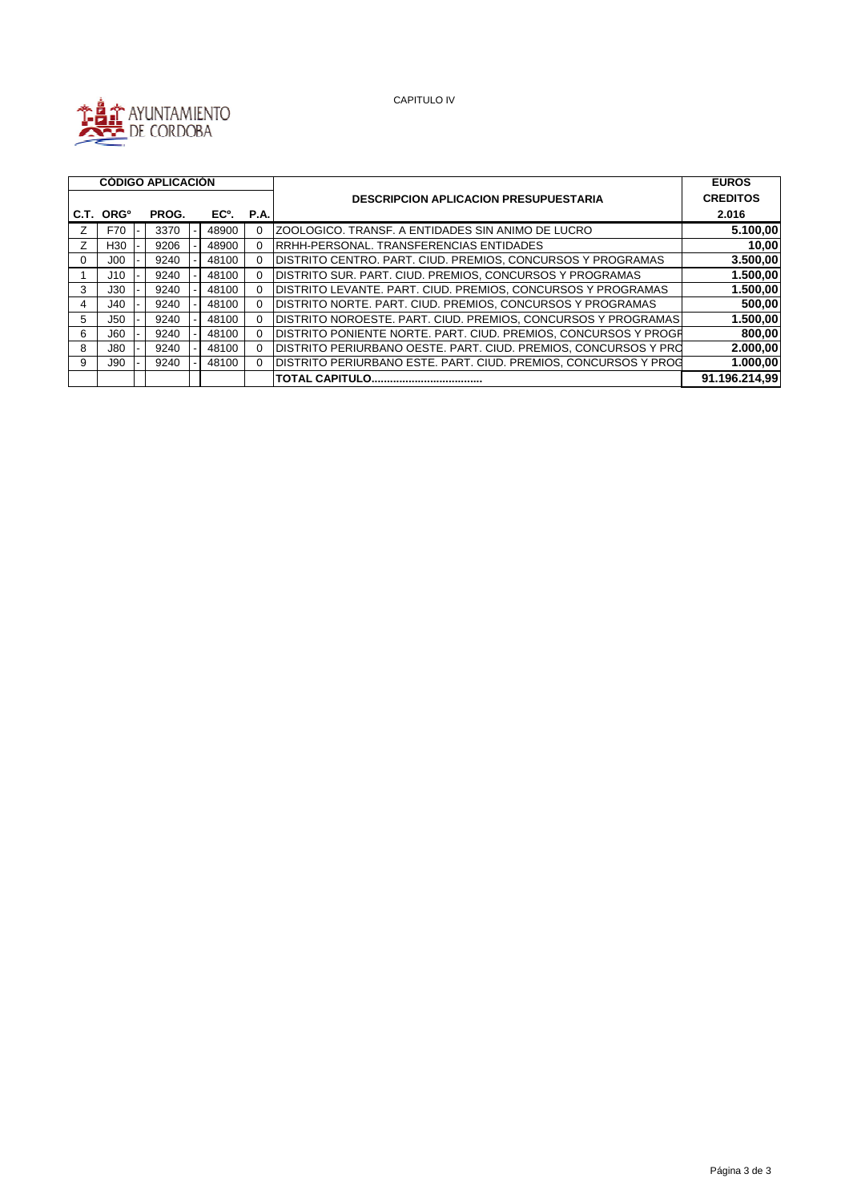CAPITULO IV

AYUNTAMIENTO DE CORDOBA

| CÓDIGO APLICACIÓN | | | | | DESCRIPCION APLICACION PRESUPUESTARIA | EUROS CREDITOS 2.016 |
|---|---|---|---|---|---|---|
| C.T. | ORGº | PROG. | ECº. | P.A. | | |
| Z | F70 | 3370 | 48900 | 0 | ZOOLOGICO. TRANSF. A ENTIDADES SIN ANIMO DE LUCRO | 5.100,00 |
| Z | H30 | 9206 | 48900 | 0 | RRHH-PERSONAL. TRANSFERENCIAS ENTIDADES | 10,00 |
| 0 | J00 | 9240 | 48100 | 0 | DISTRITO CENTRO. PART. CIUD. PREMIOS, CONCURSOS Y PROGRAMAS | 3.500,00 |
| 1 | J10 | 9240 | 48100 | 0 | DISTRITO SUR. PART. CIUD. PREMIOS, CONCURSOS Y PROGRAMAS | 1.500,00 |
| 3 | J30 | 9240 | 48100 | 0 | DISTRITO LEVANTE. PART. CIUD. PREMIOS, CONCURSOS Y PROGRAMAS | 1.500,00 |
| 4 | J40 | 9240 | 48100 | 0 | DISTRITO NORTE. PART. CIUD. PREMIOS, CONCURSOS Y PROGRAMAS | 500,00 |
| 5 | J50 | 9240 | 48100 | 0 | DISTRITO NOROESTE. PART. CIUD. PREMIOS, CONCURSOS Y PROGRAMAS | 1.500,00 |
| 6 | J60 | 9240 | 48100 | 0 | DISTRITO PONIENTE NORTE. PART. CIUD. PREMIOS, CONCURSOS Y PROGR | 800,00 |
| 8 | J80 | 9240 | 48100 | 0 | DISTRITO PERIURBANO OESTE. PART. CIUD. PREMIOS, CONCURSOS Y PRO | 2.000,00 |
| 9 | J90 | 9240 | 48100 | 0 | DISTRITO PERIURBANO ESTE. PART. CIUD. PREMIOS, CONCURSOS Y PROG | 1.000,00 |
| | | | | | **TOTAL CAPITULO....................................** | **91.196.214,99** |